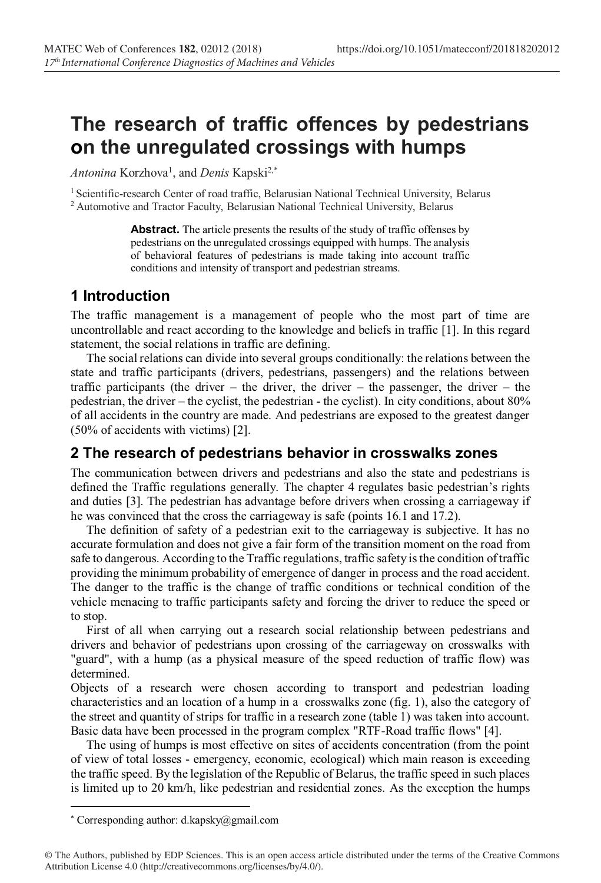# The research of traffic offences by pedestrians on the unregulated crossings with humps

*Antonina* Korzhova[1], and *Denis* Kapski[2,*]

[1] Scientific-research Center of road traffic, Belarusian National Technical University, Belarus
[2] Automotive and Tractor Faculty, Belarusian National Technical University, Belarus

**Abstract.** The article presents the results of the study of traffic offenses by pedestrians on the unregulated crossings equipped with humps. The analysis of behavioral features of pedestrians is made taking into account traffic conditions and intensity of transport and pedestrian streams.

## 1 Introduction

The traffic management is a management of people who the most part of time are uncontrollable and react according to the knowledge and beliefs in traffic [1]. In this regard statement, the social relations in traffic are defining.

The social relations can divide into several groups conditionally: the relations between the state and traffic participants (drivers, pedestrians, passengers) and the relations between traffic participants (the driver – the driver, the driver – the passenger, the driver – the pedestrian, the driver – the cyclist, the pedestrian - the cyclist). In city conditions, about 80% of all accidents in the country are made. And pedestrians are exposed to the greatest danger (50% of accidents with victims) [2].

## 2 The research of pedestrians behavior in crosswalks zones

The communication between drivers and pedestrians and also the state and pedestrians is defined the Traffic regulations generally. The chapter 4 regulates basic pedestrian's rights and duties [3]. The pedestrian has advantage before drivers when crossing a carriageway if he was convinced that the cross the carriageway is safe (points 16.1 and 17.2).

The definition of safety of a pedestrian exit to the carriageway is subjective. It has no accurate formulation and does not give a fair form of the transition moment on the road from safe to dangerous. According to the Traffic regulations, traffic safety is the condition of traffic providing the minimum probability of emergence of danger in process and the road accident. The danger to the traffic is the change of traffic conditions or technical condition of the vehicle menacing to traffic participants safety and forcing the driver to reduce the speed or to stop.

First of all when carrying out a research social relationship between pedestrians and drivers and behavior of pedestrians upon crossing of the carriageway on crosswalks with "guard", with a hump (as a physical measure of the speed reduction of traffic flow) was determined.

Objects of a research were chosen according to transport and pedestrian loading characteristics and an location of a hump in a crosswalks zone (fig. 1), also the category of the street and quantity of strips for traffic in a research zone (table 1) was taken into account. Basic data have been processed in the program complex "RTF-Road traffic flows" [4].

The using of humps is most effective on sites of accidents concentration (from the point of view of total losses - emergency, economic, ecological) which main reason is exceeding the traffic speed. By the legislation of the Republic of Belarus, the traffic speed in such places is limited up to 20 km/h, like pedestrian and residential zones. As the exception the humps

* Corresponding author: d.kapsky@gmail.com

© The Authors, published by EDP Sciences. This is an open access article distributed under the terms of the Creative Commons Attribution License 4.0 (http://creativecommons.org/licenses/by/4.0/).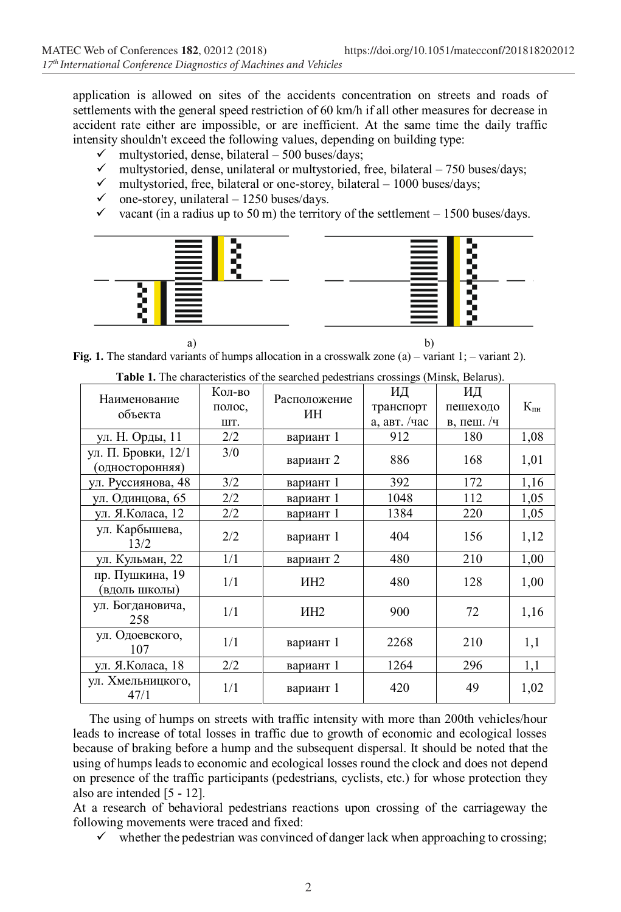application is allowed on sites of the accidents concentration on streets and roads of settlements with the general speed restriction of 60 km/h if all other measures for decrease in accident rate either are impossible, or are inefficient. At the same time the daily traffic intensity shouldn't exceed the following values, depending on building type:

- ✓ multystoried, dense, bilateral – 500 buses/days;
- ✓ multystoried, dense, unilateral or multystoried, free, bilateral – 750 buses/days;
- ✓ multystoried, free, bilateral or one-storey, bilateral – 1000 buses/days;
- ✓ one-storey, unilateral – 1250 buses/days.
- ✓ vacant (in a radius up to 50 m) the territory of the settlement – 1500 buses/days.

a) b)

**Fig. 1.** The standard variants of humps allocation in a crosswalk zone (a) – variant 1; – variant 2).

**Table 1.** The characteristics of the searched pedestrians crossings (Minsk, Belarus).

| Наименование объекта | Кол-во полос, шт. | Расположение ИН | ИД транспорт а, авт. /час | ИД пешеходо в, пеш. /ч | $K_{пн}$ |
|---|---|---|---|---|---|
| ул. Н. Орды, 11 | 2/2 | вариант 1 | 912 | 180 | 1,08 |
| ул. П. Бровки, 12/1 (односторонняя) | 3/0 | вариант 2 | 886 | 168 | 1,01 |
| ул. Руссиянова, 48 | 3/2 | вариант 1 | 392 | 172 | 1,16 |
| ул. Одинцова, 65 | 2/2 | вариант 1 | 1048 | 112 | 1,05 |
| ул. Я.Коласа, 12 | 2/2 | вариант 1 | 1384 | 220 | 1,05 |
| ул. Карбышева, 13/2 | 2/2 | вариант 1 | 404 | 156 | 1,12 |
| ул. Кульман, 22 | 1/1 | вариант 2 | 480 | 210 | 1,00 |
| пр. Пушкина, 19 (вдоль школы) | 1/1 | ИН2 | 480 | 128 | 1,00 |
| ул. Богдановича, 258 | 1/1 | ИН2 | 900 | 72 | 1,16 |
| ул. Одоевского, 107 | 1/1 | вариант 1 | 2268 | 210 | 1,1 |
| ул. Я.Коласа, 18 | 2/2 | вариант 1 | 1264 | 296 | 1,1 |
| ул. Хмельницкого, 47/1 | 1/1 | вариант 1 | 420 | 49 | 1,02 |

The using of humps on streets with traffic intensity with more than 200th vehicles/hour leads to increase of total losses in traffic due to growth of economic and ecological losses because of braking before a hump and the subsequent dispersal. It should be noted that the using of humps leads to economic and ecological losses round the clock and does not depend on presence of the traffic participants (pedestrians, cyclists, etc.) for whose protection they also are intended [5 - 12].

At a research of behavioral pedestrians reactions upon crossing of the carriageway the following movements were traced and fixed:

- ✓ whether the pedestrian was convinced of danger lack when approaching to crossing;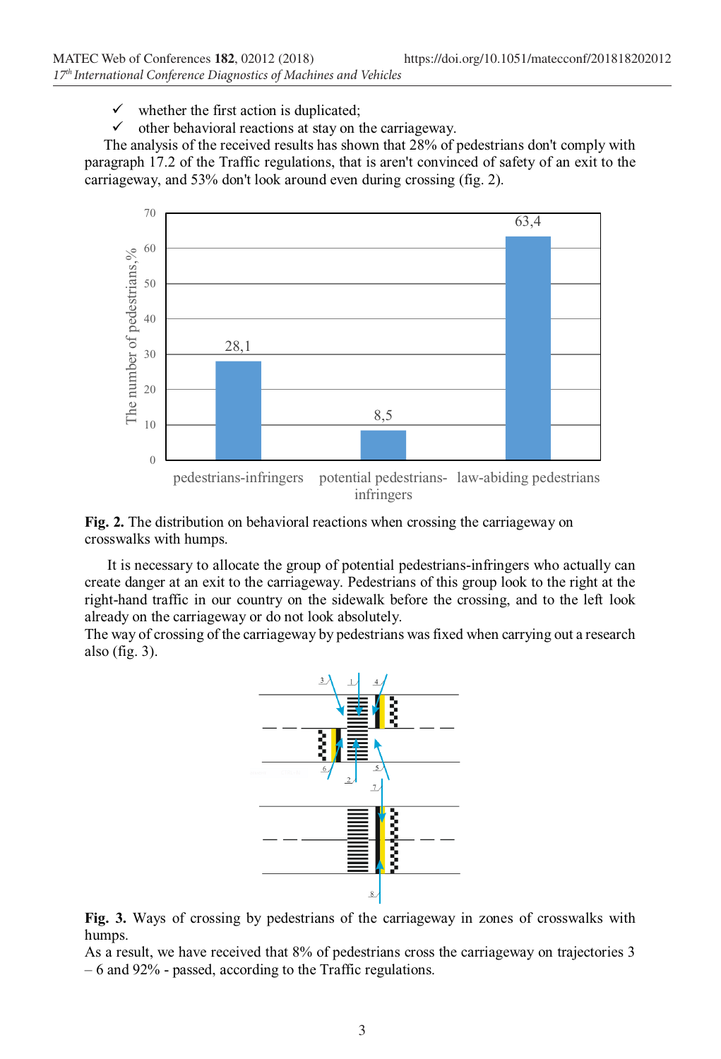- ✓ whether the first action is duplicated;
- ✓ other behavioral reactions at stay on the carriageway.

The analysis of the received results has shown that 28% of pedestrians don't comply with paragraph 17.2 of the Traffic regulations, that is aren't convinced of safety of an exit to the carriageway, and 53% don't look around even during crossing (fig. 2).

**Fig. 2.** The distribution on behavioral reactions when crossing the carriageway on crosswalks with humps.

It is necessary to allocate the group of potential pedestrians-infringers who actually can create danger at an exit to the carriageway. Pedestrians of this group look to the right at the right-hand traffic in our country on the sidewalk before the crossing, and to the left look already on the carriageway or do not look absolutely.

The way of crossing of the carriageway by pedestrians was fixed when carrying out a research also (fig. 3).

**Fig. 3.** Ways of crossing by pedestrians of the carriageway in zones of crosswalks with humps.

As a result, we have received that 8% of pedestrians cross the carriageway on trajectories 3 – 6 and 92% - passed, according to the Traffic regulations.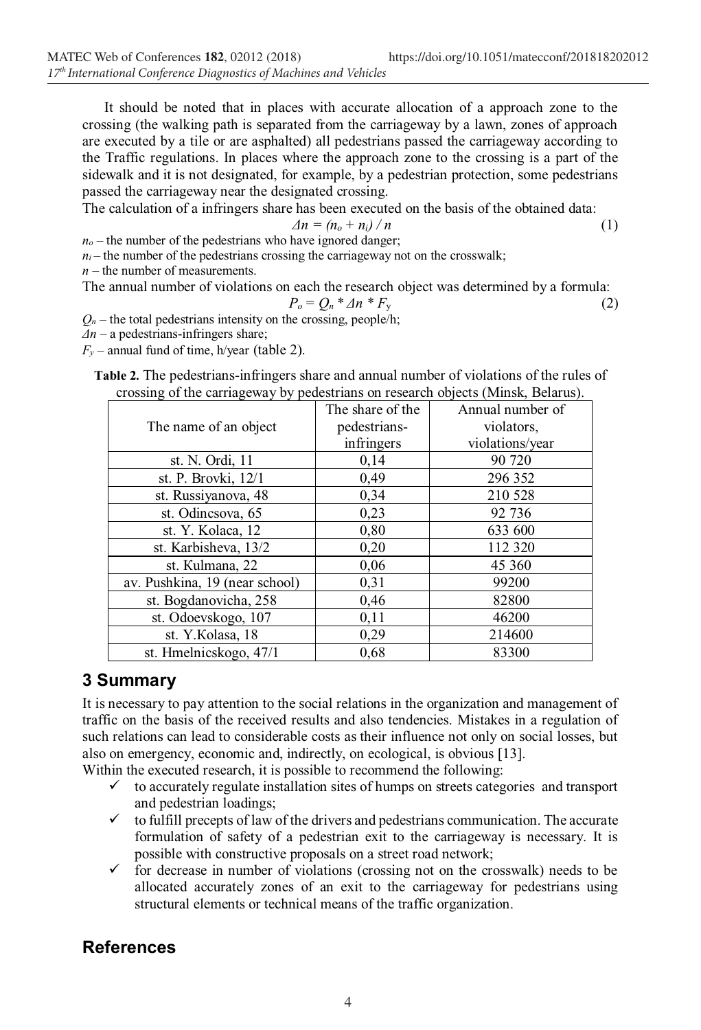It should be noted that in places with accurate allocation of a approach zone to the crossing (the walking path is separated from the carriageway by a lawn, zones of approach are executed by a tile or are asphalted) all pedestrians passed the carriageway according to the Traffic regulations. In places where the approach zone to the crossing is a part of the sidewalk and it is not designated, for example, by a pedestrian protection, some pedestrians passed the carriageway near the designated crossing.

The calculation of a infringers share has been executed on the basis of the obtained data:

$$\Delta n = (n_o + n_i) / n \tag{1}$$

$n_o$ – the number of the pedestrians who have ignored danger;

$n_i$ – the number of the pedestrians crossing the carriageway not on the crosswalk;

$n$ – the number of measurements.

The annual number of violations on each the research object was determined by a formula:

$$P_o = Q_n * \Delta n * F_y \tag{2}$$

$Q_n$ – the total pedestrians intensity on the crossing, people/h;

$\Delta n$ – a pedestrians-infringers share;

$F_y$ – annual fund of time, h/year (table 2).

**Table 2.** The pedestrians-infringers share and annual number of violations of the rules of crossing of the carriageway by pedestrians on research objects (Minsk, Belarus).

| The name of an object | The share of the pedestrians-infringers | Annual number of violators, violations/year |
|---|---|---|
| st. N. Ordi, 11 | 0,14 | 90 720 |
| st. P. Brovki, 12/1 | 0,49 | 296 352 |
| st. Russiyanova, 48 | 0,34 | 210 528 |
| st. Odincsova, 65 | 0,23 | 92 736 |
| st. Y. Kolaca, 12 | 0,80 | 633 600 |
| st. Karbisheva, 13/2 | 0,20 | 112 320 |
| st. Kulmana, 22 | 0,06 | 45 360 |
| av. Pushkina, 19 (near school) | 0,31 | 99200 |
| st. Bogdanovicha, 258 | 0,46 | 82800 |
| st. Odoevskogo, 107 | 0,11 | 46200 |
| st. Y.Kolasa, 18 | 0,29 | 214600 |
| st. Hmelnicskogo, 47/1 | 0,68 | 83300 |

## 3 Summary

It is necessary to pay attention to the social relations in the organization and management of traffic on the basis of the received results and also tendencies. Mistakes in a regulation of such relations can lead to considerable costs as their influence not only on social losses, but also on emergency, economic and, indirectly, on ecological, is obvious [13].

Within the executed research, it is possible to recommend the following:

- ✓ to accurately regulate installation sites of humps on streets categories and transport and pedestrian loadings;
- ✓ to fulfill precepts of law of the drivers and pedestrians communication. The accurate formulation of safety of a pedestrian exit to the carriageway is necessary. It is possible with constructive proposals on a street road network;
- ✓ for decrease in number of violations (crossing not on the crosswalk) needs to be allocated accurately zones of an exit to the carriageway for pedestrians using structural elements or technical means of the traffic organization.

## References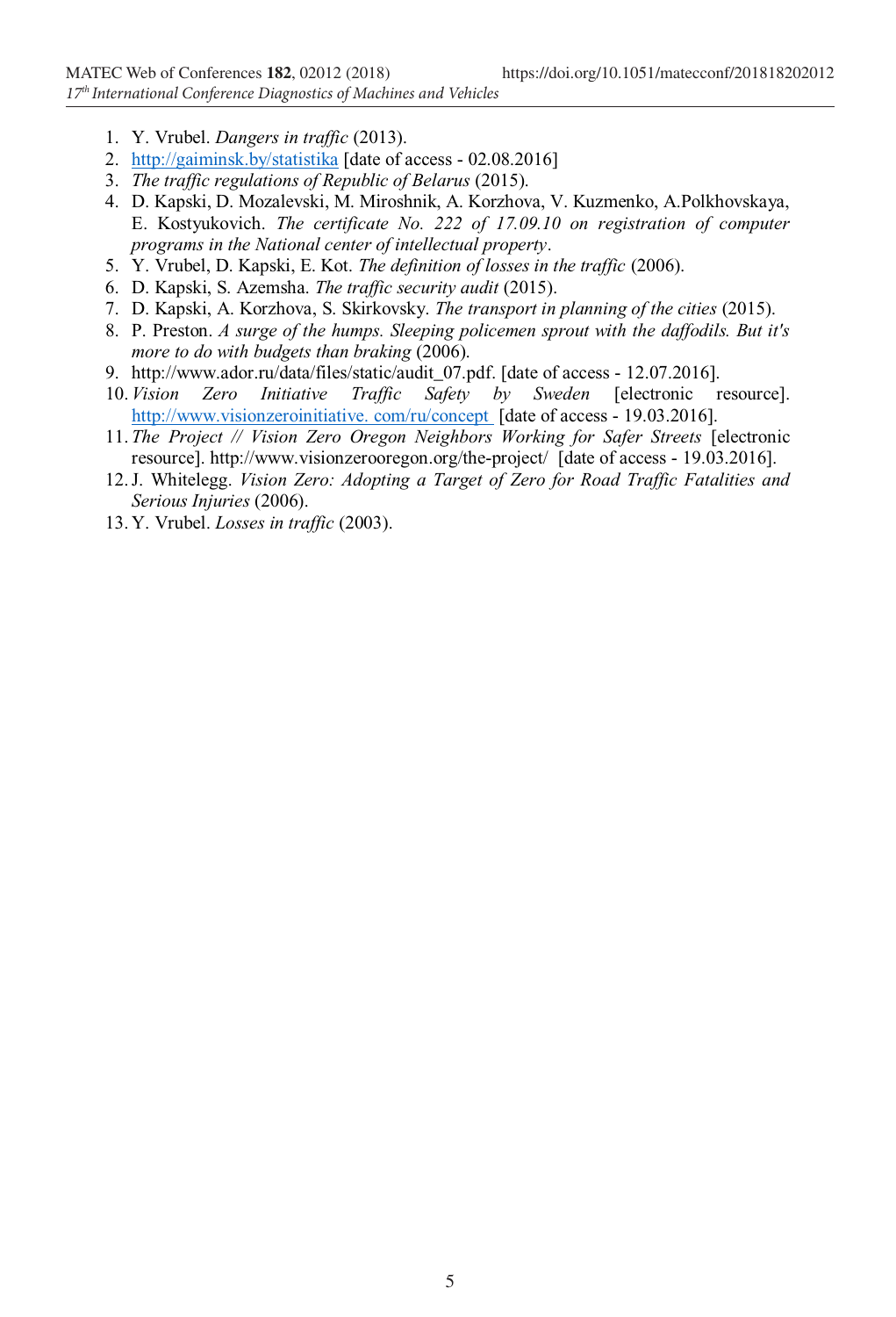1. Y. Vrubel. *Dangers in traffic* (2013).
2. http://gaiminsk.by/statistika [date of access - 02.08.2016]
3. *The traffic regulations of Republic of Belarus* (2015).
4. D. Kapski, D. Mozalevski, M. Miroshnik, A. Korzhova, V. Kuzmenko, A.Polkhovskaya, E. Kostyukovich. *The certificate No. 222 of 17.09.10 on registration of computer programs in the National center of intellectual property*.
5. Y. Vrubel, D. Kapski, E. Kot. *The definition of losses in the traffic* (2006).
6. D. Kapski, S. Azemsha. *The traffic security audit* (2015).
7. D. Kapski, A. Korzhova, S. Skirkovsky. *The transport in planning of the cities* (2015).
8. P. Preston. *A surge of the humps. Sleeping policemen sprout with the daffodils. But it's more to do with budgets than braking* (2006).
9. http://www.ador.ru/data/files/static/audit_07.pdf. [date of access - 12.07.2016].
10. *Vision Zero Initiative Traffic Safety by Sweden* [electronic resource]. http://www.visionzeroinitiative. com/ru/concept [date of access - 19.03.2016].
11. *The Project // Vision Zero Oregon Neighbors Working for Safer Streets* [electronic resource]. http://www.visionzerooregon.org/the-project/ [date of access - 19.03.2016].
12. J. Whitelegg. *Vision Zero: Adopting a Target of Zero for Road Traffic Fatalities and Serious Injuries* (2006).
13. Y. Vrubel. *Losses in traffic* (2003).